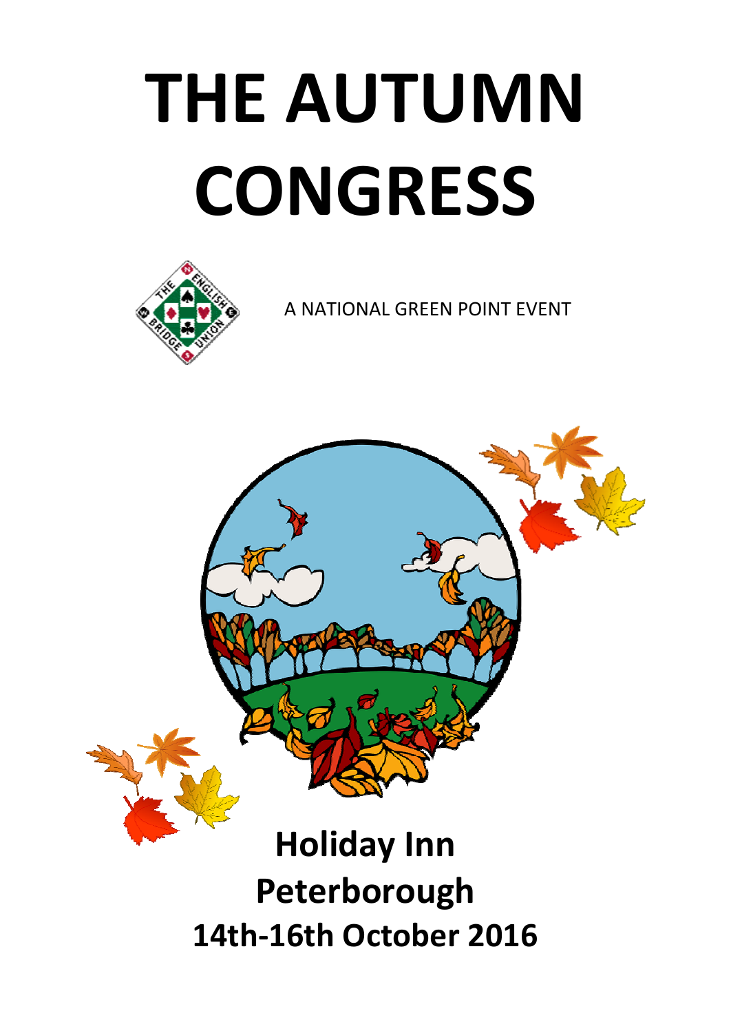# THE AUTUMN CONGRESS

A NATIONAL GREEN POINT EVENT

**Holiday Inn**
**Peterborough**
**14th-16th October 2016**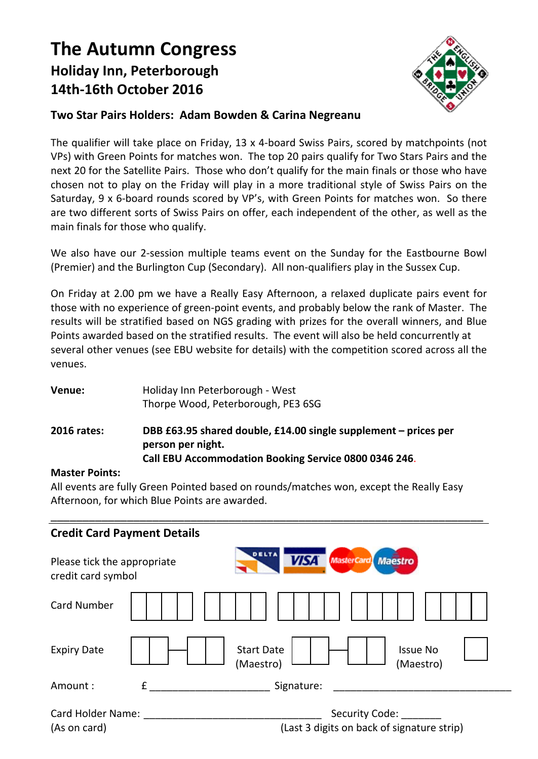# The Autumn Congress

## Holiday Inn, Peterborough
## 14th-16th October 2016

### Two Star Pairs Holders: Adam Bowden & Carina Negreanu

The qualifier will take place on Friday, 13 x 4-board Swiss Pairs, scored by matchpoints (not VPs) with Green Points for matches won. The top 20 pairs qualify for Two Stars Pairs and the next 20 for the Satellite Pairs. Those who don't qualify for the main finals or those who have chosen not to play on the Friday will play in a more traditional style of Swiss Pairs on the Saturday, 9 x 6-board rounds scored by VP's, with Green Points for matches won. So there are two different sorts of Swiss Pairs on offer, each independent of the other, as well as the main finals for those who qualify.

We also have our 2-session multiple teams event on the Sunday for the Eastbourne Bowl (Premier) and the Burlington Cup (Secondary). All non-qualifiers play in the Sussex Cup.

On Friday at 2.00 pm we have a Really Easy Afternoon, a relaxed duplicate pairs event for those with no experience of green-point events, and probably below the rank of Master. The results will be stratified based on NGS grading with prizes for the overall winners, and Blue Points awarded based on the stratified results. The event will also be held concurrently at several other venues (see EBU website for details) with the competition scored across all the venues.

**Venue:** Holiday Inn Peterborough - West
Thorpe Wood, Peterborough, PE3 6SG

**2016 rates:** **DBB £63.95 shared double, £14.00 single supplement – prices per person per night.**
**Call EBU Accommodation Booking Service 0800 0346 246.**

**Master Points:**
All events are fully Green Pointed based on rounds/matches won, except the Really Easy Afternoon, for which Blue Points are awarded.

---

### Credit Card Payment Details

Please tick the appropriate credit card symbol: DELTA / VISA / MasterCard / Maestro

Card Number: ☐☐☐☐ ☐☐☐☐ ☐☐☐☐ ☐☐☐☐ ☐☐☐☐

Expiry Date: ☐☐ – ☐☐ Start Date (Maestro): ☐☐ – ☐☐ Issue No (Maestro): ☐

Amount : £ ____________________ Signature: ______________________________

Card Holder Name: ______________________________ Security Code: _______
(As on card) (Last 3 digits on back of signature strip)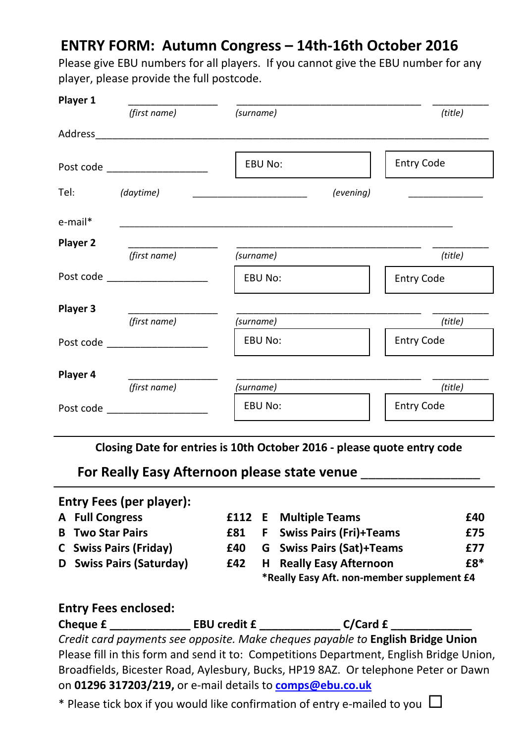# ENTRY FORM: Autumn Congress – 14th-16th October 2016

Please give EBU numbers for all players. If you cannot give the EBU number for any player, please provide the full postcode.

**Player 1** \_\_\_\_\_\_\_\_\_\_\_\_\_\_\_\_ \_\_\_\_\_\_\_\_\_\_\_\_\_\_\_\_\_\_\_\_\_\_\_\_\_\_\_\_\_\_\_\_ \_\_\_\_\_\_\_\_\_\_
*(first name)* *(surname)* *(title)*

Address\_\_\_\_\_\_\_\_\_\_\_\_\_\_\_\_\_\_\_\_\_\_\_\_\_\_\_\_\_\_\_\_\_\_\_\_\_\_\_\_\_\_\_\_\_\_\_\_\_\_\_\_\_\_\_\_\_\_\_\_\_\_\_\_\_\_

Post code \_\_\_\_\_\_\_\_\_\_\_\_\_\_\_\_\_\_ EBU No: Entry Code

Tel: *(daytime)* \_\_\_\_\_\_\_\_\_\_\_\_\_\_\_\_\_\_\_\_\_ *(evening)* \_\_\_\_\_\_\_\_\_\_\_\_\_\_

e-mail* \_\_\_\_\_\_\_\_\_\_\_\_\_\_\_\_\_\_\_\_\_\_\_\_\_\_\_\_\_\_\_\_\_\_\_\_\_\_\_\_\_\_\_\_\_\_\_\_\_\_\_\_\_\_\_\_\_\_

**Player 2** \_\_\_\_\_\_\_\_\_\_\_\_\_\_\_\_ \_\_\_\_\_\_\_\_\_\_\_\_\_\_\_\_\_\_\_\_\_\_\_\_\_\_\_\_\_\_\_\_ \_\_\_\_\_\_\_\_\_\_
*(first name)* *(surname)* *(title)*

Post code \_\_\_\_\_\_\_\_\_\_\_\_\_\_\_\_\_\_ EBU No: Entry Code

**Player 3** \_\_\_\_\_\_\_\_\_\_\_\_\_\_\_\_ \_\_\_\_\_\_\_\_\_\_\_\_\_\_\_\_\_\_\_\_\_\_\_\_\_\_\_\_\_\_\_\_ \_\_\_\_\_\_\_\_\_\_
*(first name)* *(surname)* *(title)*

Post code \_\_\_\_\_\_\_\_\_\_\_\_\_\_\_\_\_\_ EBU No: Entry Code

**Player 4** \_\_\_\_\_\_\_\_\_\_\_\_\_\_\_\_ \_\_\_\_\_\_\_\_\_\_\_\_\_\_\_\_\_\_\_\_\_\_\_\_\_\_\_\_\_\_\_\_ \_\_\_\_\_\_\_\_\_\_
*(first name)* *(surname)* *(title)*

Post code \_\_\_\_\_\_\_\_\_\_\_\_\_\_\_\_\_\_ EBU No: Entry Code

---

**Closing Date for entries is 10th October 2016 - please quote entry code**

**For Really Easy Afternoon please state venue \_\_\_\_\_\_\_\_\_\_\_\_\_\_\_\_**

---

## Entry Fees (per player):

| | | | | | |
|---|---|---|---|---|---|
| **A** | **Full Congress** | **£112** | **E** | **Multiple Teams** | **£40** |
| **B** | **Two Star Pairs** | **£81** | **F** | **Swiss Pairs (Fri)+Teams** | **£75** |
| **C** | **Swiss Pairs (Friday)** | **£40** | **G** | **Swiss Pairs (Sat)+Teams** | **£77** |
| **D** | **Swiss Pairs (Saturday)** | **£42** | **H** | **Really Easy Afternoon** | **£8*** |

**\*Really Easy Aft. non-member supplement £4**

## Entry Fees enclosed:

**Cheque £** \_\_\_\_\_\_\_\_\_\_\_\_\_ **EBU credit £** \_\_\_\_\_\_\_\_\_\_\_\_\_ **C/Card £** \_\_\_\_\_\_\_\_\_\_\_\_\_

*Credit card payments see opposite. Make cheques payable to* **English Bridge Union**

Please fill in this form and send it to: Competitions Department, English Bridge Union, Broadfields, Bicester Road, Aylesbury, Bucks, HP19 8AZ. Or telephone Peter or Dawn on **01296 317203/219,** or e-mail details to **comps@ebu.co.uk**

* Please tick box if you would like confirmation of entry e-mailed to you ☐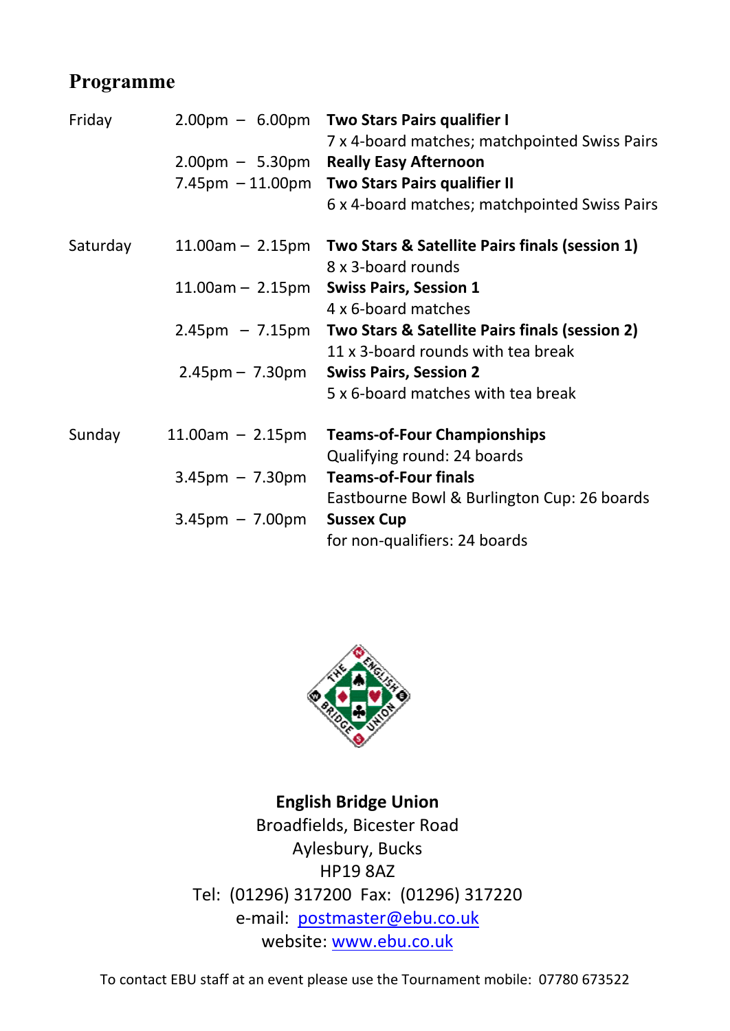## Programme

| | | |
|---|---|---|
| Friday | 2.00pm – 6.00pm | **Two Stars Pairs qualifier I**<br>7 x 4-board matches; matchpointed Swiss Pairs |
| | 2.00pm – 5.30pm | **Really Easy Afternoon** |
| | 7.45pm – 11.00pm | **Two Stars Pairs qualifier II**<br>6 x 4-board matches; matchpointed Swiss Pairs |
| Saturday | 11.00am – 2.15pm | **Two Stars & Satellite Pairs finals (session 1)**<br>8 x 3-board rounds |
| | 11.00am – 2.15pm | **Swiss Pairs, Session 1**<br>4 x 6-board matches |
| | 2.45pm – 7.15pm | **Two Stars & Satellite Pairs finals (session 2)**<br>11 x 3-board rounds with tea break |
| | 2.45pm – 7.30pm | **Swiss Pairs, Session 2**<br>5 x 6-board matches with tea break |
| Sunday | 11.00am – 2.15pm | **Teams-of-Four Championships**<br>Qualifying round: 24 boards |
| | 3.45pm – 7.30pm | **Teams-of-Four finals**<br>Eastbourne Bowl & Burlington Cup: 26 boards |
| | 3.45pm – 7.00pm | **Sussex Cup**<br>for non-qualifiers: 24 boards |

**English Bridge Union**
Broadfields, Bicester Road
Aylesbury, Bucks
HP19 8AZ
Tel: (01296) 317200 Fax: (01296) 317220
e-mail: postmaster@ebu.co.uk
website: www.ebu.co.uk

To contact EBU staff at an event please use the Tournament mobile: 07780 673522